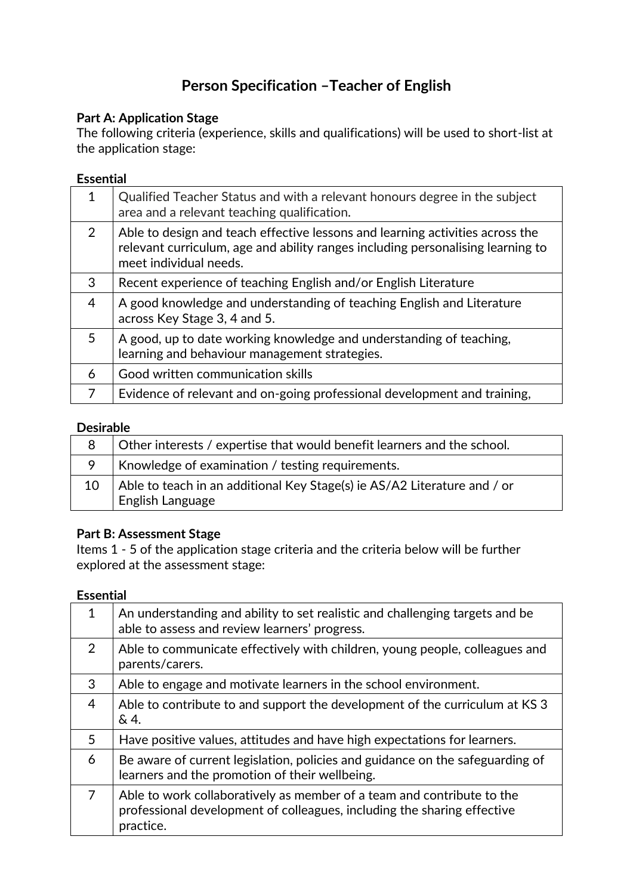# Person Specification –Teacher of English

**Part A: Application Stage**

The following criteria (experience, skills and qualifications) will be used to short-list at the application stage:

**Essential**

| | |
|---|---|
| 1 | Qualified Teacher Status and with a relevant honours degree in the subject area and a relevant teaching qualification. |
| 2 | Able to design and teach effective lessons and learning activities across the relevant curriculum, age and ability ranges including personalising learning to meet individual needs. |
| 3 | Recent experience of teaching English and/or English Literature |
| 4 | A good knowledge and understanding of teaching English and Literature across Key Stage 3, 4 and 5. |
| 5 | A good, up to date working knowledge and understanding of teaching, learning and behaviour management strategies. |
| 6 | Good written communication skills |
| 7 | Evidence of relevant and on-going professional development and training, |

**Desirable**

| | |
|---|---|
| 8 | Other interests / expertise that would benefit learners and the school. |
| 9 | Knowledge of examination / testing requirements. |
| 10 | Able to teach in an additional Key Stage(s) ie AS/A2 Literature and / or English Language |

**Part B: Assessment Stage**

Items 1 - 5 of the application stage criteria and the criteria below will be further explored at the assessment stage:

**Essential**

| | |
|---|---|
| 1 | An understanding and ability to set realistic and challenging targets and be able to assess and review learners' progress. |
| 2 | Able to communicate effectively with children, young people, colleagues and parents/carers. |
| 3 | Able to engage and motivate learners in the school environment. |
| 4 | Able to contribute to and support the development of the curriculum at KS 3 & 4. |
| 5 | Have positive values, attitudes and have high expectations for learners. |
| 6 | Be aware of current legislation, policies and guidance on the safeguarding of learners and the promotion of their wellbeing. |
| 7 | Able to work collaboratively as member of a team and contribute to the professional development of colleagues, including the sharing effective practice. |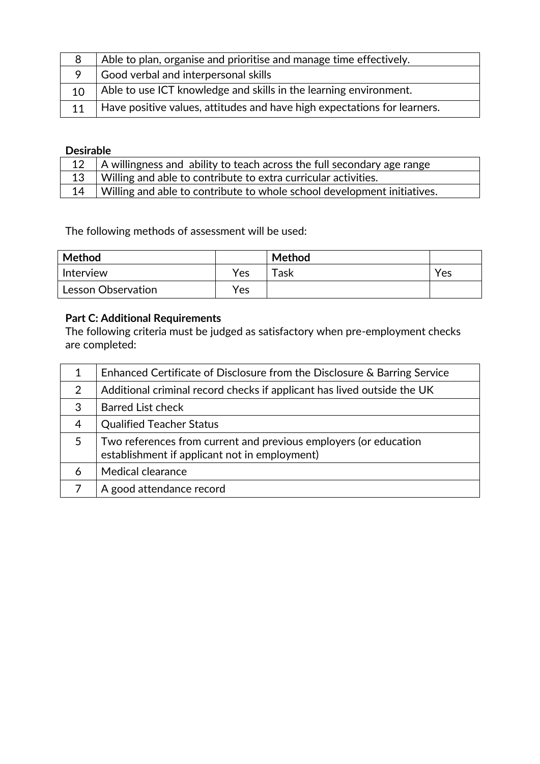| | |
|---|---|
| 8 | Able to plan, organise and prioritise and manage time effectively. |
| 9 | Good verbal and interpersonal skills |
| 10 | Able to use ICT knowledge and skills in the learning environment. |
| 11 | Have positive values, attitudes and have high expectations for learners. |

**Desirable**

| | |
|---|---|
| 12 | A willingness and ability to teach across the full secondary age range |
| 13 | Willing and able to contribute to extra curricular activities. |
| 14 | Willing and able to contribute to whole school development initiatives. |

The following methods of assessment will be used:

| **Method** | | **Method** | |
|---|---|---|---|
| Interview | Yes | Task | Yes |
| Lesson Observation | Yes | | |

**Part C: Additional Requirements**

The following criteria must be judged as satisfactory when pre-employment checks are completed:

| | |
|---|---|
| 1 | Enhanced Certificate of Disclosure from the Disclosure & Barring Service |
| 2 | Additional criminal record checks if applicant has lived outside the UK |
| 3 | Barred List check |
| 4 | Qualified Teacher Status |
| 5 | Two references from current and previous employers (or education establishment if applicant not in employment) |
| 6 | Medical clearance |
| 7 | A good attendance record |